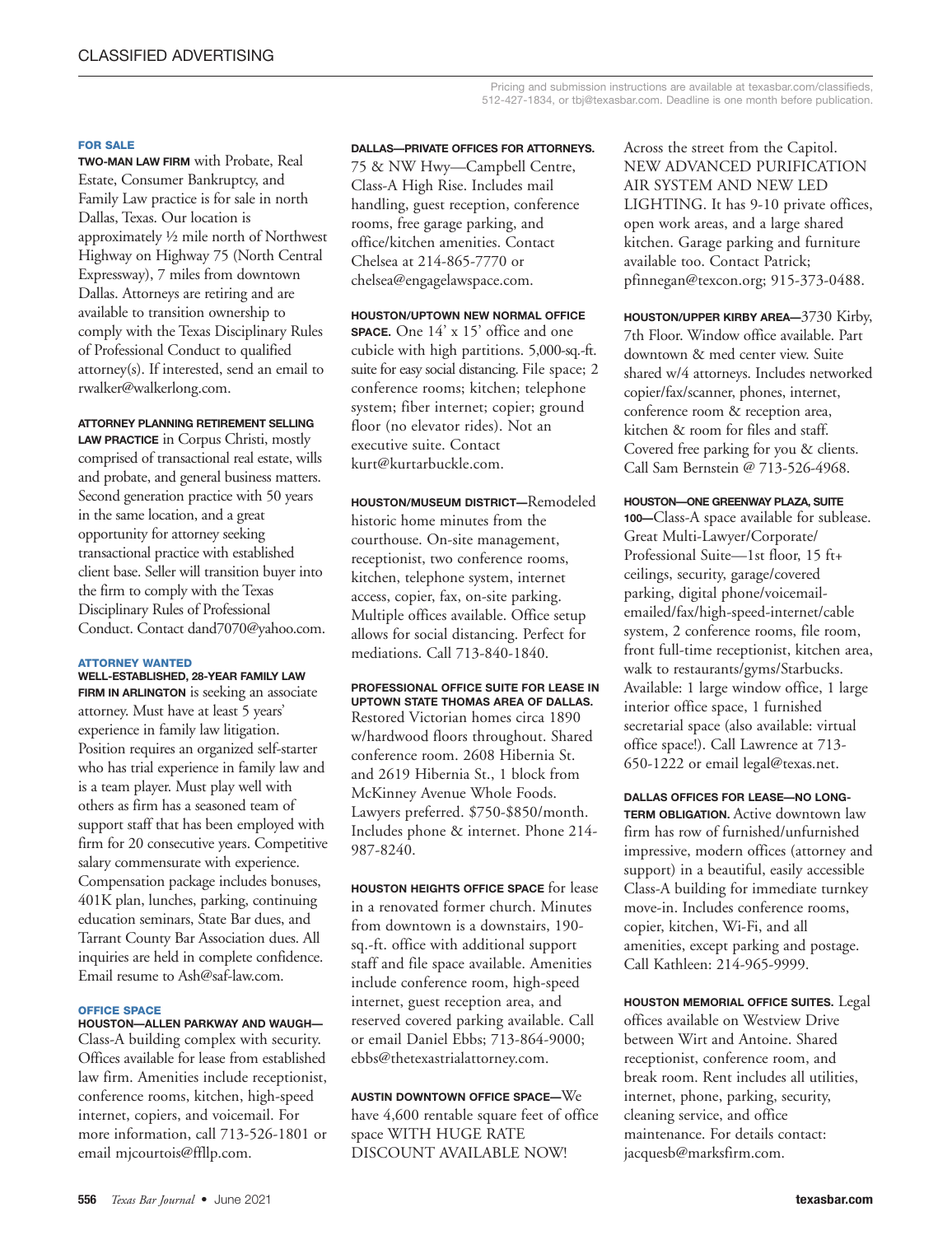Pricing and submission instructions are available at texasbar.com/classifieds, 512-427-1834, or tbj@texasbar.com. Deadline is one month before publication.

## FOR SALE

**TWO-MAN LAW FIRM** with Probate, Real Estate, Consumer Bankruptcy, and Family Law practice is for sale in north Dallas, Texas. Our location is approximately ½ mile north of Northwest Highway on Highway 75 (North Central Expressway), 7 miles from downtown Dallas. Attorneys are retiring and are available to transition ownership to comply with the Texas Disciplinary Rules of Professional Conduct to qualified attorney(s). If interested, send an email to rwalker@walkerlong.com.

**ATTORNEY PLANNING RETIREMENT SELLING LAW PRACTICE** in Corpus Christi, mostly comprised of transactional real estate, wills and probate, and general business matters. Second generation practice with 50 years in the same location, and a great opportunity for attorney seeking transactional practice with established client base. Seller will transition buyer into the firm to comply with the Texas Disciplinary Rules of Professional Conduct. Contact dand7070@yahoo.com.

## ATTORNEY WANTED

**WELL-ESTABLISHED, 28-YEAR FAMILY LAW FIRM IN ARLINGTON** is seeking an associate attorney. Must have at least 5 years' experience in family law litigation. Position requires an organized self-starter who has trial experience in family law and is a team player. Must play well with others as firm has a seasoned team of support staff that has been employed with firm for 20 consecutive years. Competitive salary commensurate with experience. Compensation package includes bonuses, 401K plan, lunches, parking, continuing education seminars, State Bar dues, and Tarrant County Bar Association dues. All inquiries are held in complete confidence. Email resume to Ash@saf-law.com.

## OFFICE SPACE

**HOUSTON—ALLEN PARKWAY AND WAUGH—** Class-A building complex with security. Offices available for lease from established law firm. Amenities include receptionist, conference rooms, kitchen, high-speed internet, copiers, and voicemail. For more information, call 713-526-1801 or email mjcourtois@ffllp.com.

**DALLAS—PRIVATE OFFICES FOR ATTORNEYS.** 75 & NW Hwy—Campbell Centre, Class-A High Rise. Includes mail handling, guest reception, conference rooms, free garage parking, and office/kitchen amenities. Contact Chelsea at 214-865-7770 or chelsea@engagelawspace.com.

**HOUSTON/UPTOWN NEW NORMAL OFFICE SPACE.** One 14' x 15' office and one cubicle with high partitions. 5,000-sq.-ft. suite for easy social distancing. File space; 2 conference rooms; kitchen; telephone system; fiber internet; copier; ground floor (no elevator rides). Not an executive suite. Contact kurt@kurtarbuckle.com.

**HOUSTON/MUSEUM DISTRICT—**Remodeled historic home minutes from the courthouse. On-site management, receptionist, two conference rooms, kitchen, telephone system, internet access, copier, fax, on-site parking. Multiple offices available. Office setup allows for social distancing. Perfect for mediations. Call 713-840-1840.

**PROFESSIONAL OFFICE SUITE FOR LEASE IN UPTOWN STATE THOMAS AREA OF DALLAS.** Restored Victorian homes circa 1890 w/hardwood floors throughout. Shared conference room. 2608 Hibernia St. and 2619 Hibernia St., 1 block from McKinney Avenue Whole Foods. Lawyers preferred. $750-$850/month. Includes phone & internet. Phone 214-987-8240.

**HOUSTON HEIGHTS OFFICE SPACE** for lease in a renovated former church. Minutes from downtown is a downstairs, 190-sq.-ft. office with additional support staff and file space available. Amenities include conference room, high-speed internet, guest reception area, and reserved covered parking available. Call or email Daniel Ebbs; 713-864-9000; ebbs@thetexastrialattorney.com.

**AUSTIN DOWNTOWN OFFICE SPACE—**We have 4,600 rentable square feet of office space WITH HUGE RATE DISCOUNT AVAILABLE NOW! Across the street from the Capitol. NEW ADVANCED PURIFICATION AIR SYSTEM AND NEW LED LIGHTING. It has 9-10 private offices, open work areas, and a large shared kitchen. Garage parking and furniture available too. Contact Patrick; pfinnegan@texcon.org; 915-373-0488.

**HOUSTON/UPPER KIRBY AREA—**3730 Kirby, 7th Floor. Window office available. Part downtown & med center view. Suite shared w/4 attorneys. Includes networked copier/fax/scanner, phones, internet, conference room & reception area, kitchen & room for files and staff. Covered free parking for you & clients. Call Sam Bernstein @ 713-526-4968.

**HOUSTON—ONE GREENWAY PLAZA, SUITE 100—**Class-A space available for sublease. Great Multi-Lawyer/Corporate/Professional Suite—1st floor, 15 ft+ ceilings, security, garage/covered parking, digital phone/voicemail-emailed/fax/high-speed-internet/cable system, 2 conference rooms, file room, front full-time receptionist, kitchen area, walk to restaurants/gyms/Starbucks. Available: 1 large window office, 1 large interior office space, 1 furnished secretarial space (also available: virtual office space!). Call Lawrence at 713-650-1222 or email legal@texas.net.

**DALLAS OFFICES FOR LEASE—NO LONG-TERM OBLIGATION.** Active downtown law firm has row of furnished/unfurnished impressive, modern offices (attorney and support) in a beautiful, easily accessible Class-A building for immediate turnkey move-in. Includes conference rooms, copier, kitchen, Wi-Fi, and all amenities, except parking and postage. Call Kathleen: 214-965-9999.

**HOUSTON MEMORIAL OFFICE SUITES.** Legal offices available on Westview Drive between Wirt and Antoine. Shared receptionist, conference room, and break room. Rent includes all utilities, internet, phone, parking, security, cleaning service, and office maintenance. For details contact: jacquesb@marksfirm.com.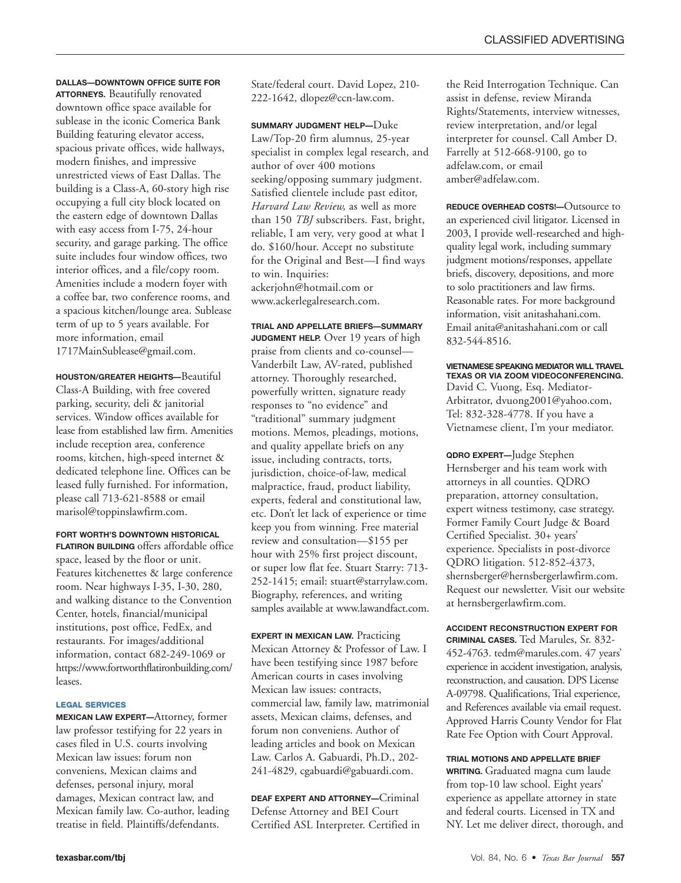**DALLAS—DOWNTOWN OFFICE SUITE FOR ATTORNEYS.** Beautifully renovated downtown office space available for sublease in the iconic Comerica Bank Building featuring elevator access, spacious private offices, wide hallways, modern finishes, and impressive unrestricted views of East Dallas. The building is a Class-A, 60-story high rise occupying a full city block located on the eastern edge of downtown Dallas with easy access from I-75, 24-hour security, and garage parking. The office suite includes four window offices, two interior offices, and a file/copy room. Amenities include a modern foyer with a coffee bar, two conference rooms, and a spacious kitchen/lounge area. Sublease term of up to 5 years available. For more information, email 1717MainSublease@gmail.com.

**HOUSTON/GREATER HEIGHTS—**Beautiful Class-A Building, with free covered parking, security, deli & janitorial services. Window offices available for lease from established law firm. Amenities include reception area, conference rooms, kitchen, high-speed internet & dedicated telephone line. Offices can be leased fully furnished. For information, please call 713-621-8588 or email marisol@toppinslawfirm.com.

**FORT WORTH'S DOWNTOWN HISTORICAL FLATIRON BUILDING** offers affordable office space, leased by the floor or unit. Features kitchenettes & large conference room. Near highways I-35, I-30, 280, and walking distance to the Convention Center, hotels, financial/municipal institutions, post office, FedEx, and restaurants. For images/additional information, contact 682-249-1069 or https://www.fortworthflatironbuilding.com/leases.

## LEGAL SERVICES

**MEXICAN LAW EXPERT—**Attorney, former law professor testifying for 22 years in cases filed in U.S. courts involving Mexican law issues: forum non conveniens, Mexican claims and defenses, personal injury, moral damages, Mexican contract law, and Mexican family law. Co-author, leading treatise in field. Plaintiffs/defendants. State/federal court. David Lopez, 210-222-1642, dlopez@ccn-law.com.

**SUMMARY JUDGMENT HELP—**Duke Law/Top-20 firm alumnus, 25-year specialist in complex legal research, and author of over 400 motions seeking/opposing summary judgment. Satisfied clientele include past editor, *Harvard Law Review,* as well as more than 150 *TBJ* subscribers. Fast, bright, reliable, I am very, very good at what I do. $160/hour. Accept no substitute for the Original and Best—I find ways to win. Inquiries: ackerjohn@hotmail.com or www.ackerlegalresearch.com.

**TRIAL AND APPELLATE BRIEFS—SUMMARY JUDGMENT HELP.** Over 19 years of high praise from clients and co-counsel—Vanderbilt Law, AV-rated, published attorney. Thoroughly researched, powerfully written, signature ready responses to "no evidence" and "traditional" summary judgment motions. Memos, pleadings, motions, and quality appellate briefs on any issue, including contracts, torts, jurisdiction, choice-of-law, medical malpractice, fraud, product liability, experts, federal and constitutional law, etc. Don't let lack of experience or time keep you from winning. Free material review and consultation—$155 per hour with 25% first project discount, or super low flat fee. Stuart Starry: 713-252-1415; email: stuart@starrylaw.com. Biography, references, and writing samples available at www.lawandfact.com.

**EXPERT IN MEXICAN LAW.** Practicing Mexican Attorney & Professor of Law. I have been testifying since 1987 before American courts in cases involving Mexican law issues: contracts, commercial law, family law, matrimonial assets, Mexican claims, defenses, and forum non conveniens. Author of leading articles and book on Mexican Law. Carlos A. Gabuardi, Ph.D., 202-241-4829, cgabuardi@gabuardi.com.

**DEAF EXPERT AND ATTORNEY—**Criminal Defense Attorney and BEI Court Certified ASL Interpreter. Certified in the Reid Interrogation Technique. Can assist in defense, review Miranda Rights/Statements, interview witnesses, review interpretation, and/or legal interpreter for counsel. Call Amber D. Farrelly at 512-668-9100, go to adfelaw.com, or email amber@adfelaw.com.

**REDUCE OVERHEAD COSTS!—**Outsource to an experienced civil litigator. Licensed in 2003, I provide well-researched and high-quality legal work, including summary judgment motions/responses, appellate briefs, discovery, depositions, and more to solo practitioners and law firms. Reasonable rates. For more background information, visit anitashahani.com. Email anita@anitashahani.com or call 832-544-8516.

**VIETNAMESE SPEAKING MEDIATOR WILL TRAVEL TEXAS OR VIA ZOOM VIDEOCONFERENCING.** David C. Vuong, Esq. Mediator-Arbitrator, dvuong2001@yahoo.com, Tel: 832-328-4778. If you have a Vietnamese client, I'm your mediator.

**QDRO EXPERT—**Judge Stephen Hernsberger and his team work with attorneys in all counties. QDRO preparation, attorney consultation, expert witness testimony, case strategy. Former Family Court Judge & Board Certified Specialist. 30+ years' experience. Specialists in post-divorce QDRO litigation. 512-852-4373, shernsberger@hernsbergerlawfirm.com. Request our newsletter. Visit our website at hernsbergerlawfirm.com.

**ACCIDENT RECONSTRUCTION EXPERT FOR CRIMINAL CASES.** Ted Marules, Sr. 832-452-4763. tedm@marules.com. 47 years' experience in accident investigation, analysis, reconstruction, and causation. DPS License A-09798. Qualifications, Trial experience, and References available via email request. Approved Harris County Vendor for Flat Rate Fee Option with Court Approval.

**TRIAL MOTIONS AND APPELLATE BRIEF WRITING.** Graduated magna cum laude from top-10 law school. Eight years' experience as appellate attorney in state and federal courts. Licensed in TX and NY. Let me deliver direct, thorough, and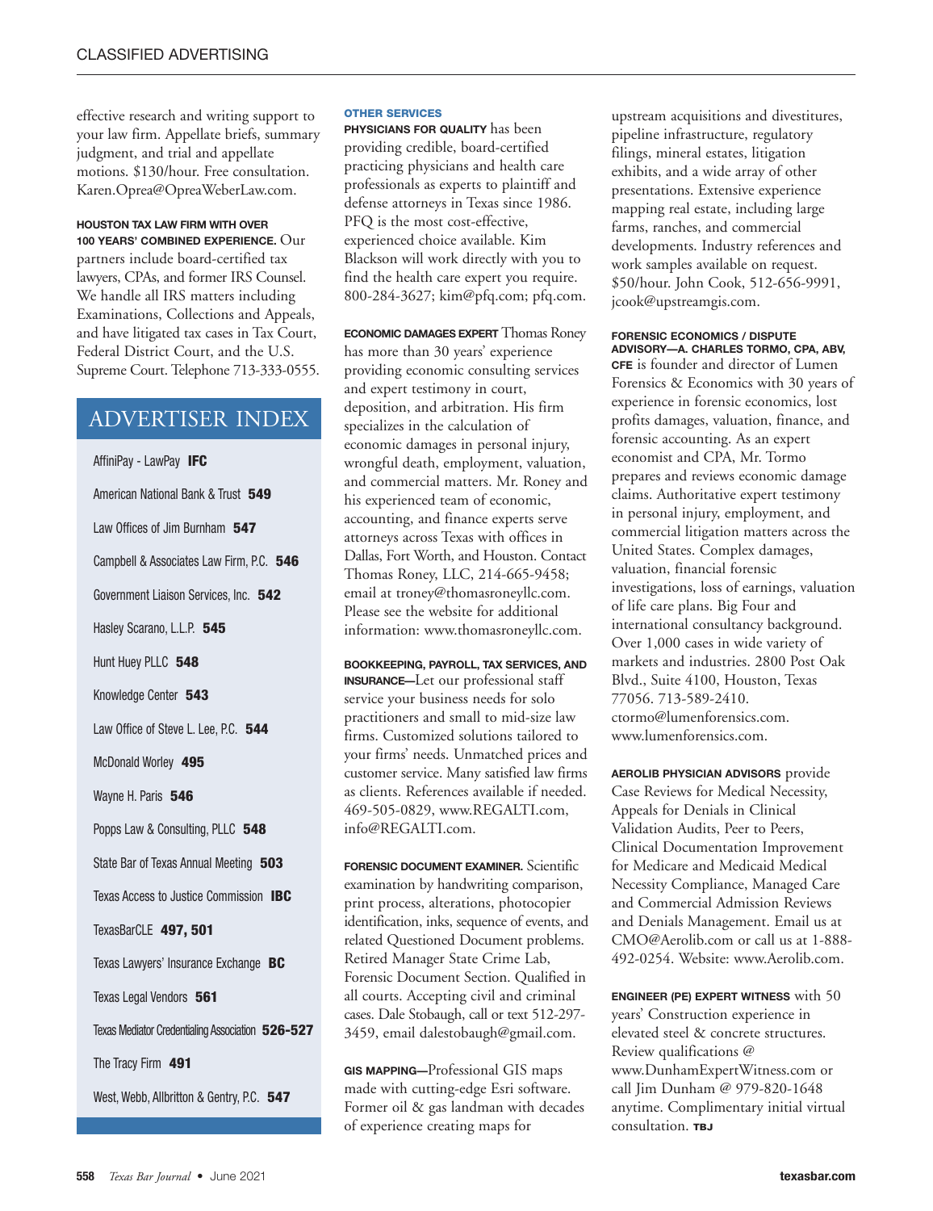effective research and writing support to your law firm. Appellate briefs, summary judgment, and trial and appellate motions. $130/hour. Free consultation. Karen.Oprea@OpreaWeberLaw.com.

**HOUSTON TAX LAW FIRM WITH OVER 100 YEARS' COMBINED EXPERIENCE.** Our partners include board-certified tax lawyers, CPAs, and former IRS Counsel. We handle all IRS matters including Examinations, Collections and Appeals, and have litigated tax cases in Tax Court, Federal District Court, and the U.S. Supreme Court. Telephone 713-333-0555.

## ADVERTISER INDEX

AffiniPay - LawPay **IFC**

American National Bank & Trust **549**

Law Offices of Jim Burnham **547**

Campbell & Associates Law Firm, P.C. **546**

Government Liaison Services, Inc. **542**

Hasley Scarano, L.L.P. **545**

Hunt Huey PLLC **548**

Knowledge Center **543**

Law Office of Steve L. Lee, P.C. **544**

McDonald Worley **495**

Wayne H. Paris **546**

Popps Law & Consulting, PLLC **548**

State Bar of Texas Annual Meeting **503**

Texas Access to Justice Commission **IBC**

TexasBarCLE **497, 501**

Texas Lawyers' Insurance Exchange **BC**

Texas Legal Vendors **561**

Texas Mediator Credentialing Association **526-527**

The Tracy Firm **491**

West, Webb, Allbritton & Gentry, P.C. **547**

### OTHER SERVICES

**PHYSICIANS FOR QUALITY** has been providing credible, board-certified practicing physicians and health care professionals as experts to plaintiff and defense attorneys in Texas since 1986. PFQ is the most cost-effective, experienced choice available. Kim Blackson will work directly with you to find the health care expert you require. 800-284-3627; kim@pfq.com; pfq.com.

**ECONOMIC DAMAGES EXPERT** Thomas Roney has more than 30 years' experience providing economic consulting services and expert testimony in court, deposition, and arbitration. His firm specializes in the calculation of economic damages in personal injury, wrongful death, employment, valuation, and commercial matters. Mr. Roney and his experienced team of economic, accounting, and finance experts serve attorneys across Texas with offices in Dallas, Fort Worth, and Houston. Contact Thomas Roney, LLC, 214-665-9458; email at troney@thomasroneyllc.com. Please see the website for additional information: www.thomasroneyllc.com.

**BOOKKEEPING, PAYROLL, TAX SERVICES, AND INSURANCE—**Let our professional staff service your business needs for solo practitioners and small to mid-size law firms. Customized solutions tailored to your firms' needs. Unmatched prices and customer service. Many satisfied law firms as clients. References available if needed. 469-505-0829, www.REGALTI.com, info@REGALTI.com.

**FORENSIC DOCUMENT EXAMINER.** Scientific examination by handwriting comparison, print process, alterations, photocopier identification, inks, sequence of events, and related Questioned Document problems. Retired Manager State Crime Lab, Forensic Document Section. Qualified in all courts. Accepting civil and criminal cases. Dale Stobaugh, call or text 512-297-3459, email dalestobaugh@gmail.com.

**GIS MAPPING—**Professional GIS maps made with cutting-edge Esri software. Former oil & gas landman with decades of experience creating maps for upstream acquisitions and divestitures, pipeline infrastructure, regulatory filings, mineral estates, litigation exhibits, and a wide array of other presentations. Extensive experience mapping real estate, including large farms, ranches, and commercial developments. Industry references and work samples available on request. $50/hour. John Cook, 512-656-9991, jcook@upstreamgis.com.

**FORENSIC ECONOMICS / DISPUTE ADVISORY—A. CHARLES TORMO, CPA, ABV, CFE** is founder and director of Lumen Forensics & Economics with 30 years of experience in forensic economics, lost profits damages, valuation, finance, and forensic accounting. As an expert economist and CPA, Mr. Tormo prepares and reviews economic damage claims. Authoritative expert testimony in personal injury, employment, and commercial litigation matters across the United States. Complex damages, valuation, financial forensic investigations, loss of earnings, valuation of life care plans. Big Four and international consultancy background. Over 1,000 cases in wide variety of markets and industries. 2800 Post Oak Blvd., Suite 4100, Houston, Texas 77056. 713-589-2410. ctormo@lumenforensics.com. www.lumenforensics.com.

**AEROLIB PHYSICIAN ADVISORS** provide Case Reviews for Medical Necessity, Appeals for Denials in Clinical Validation Audits, Peer to Peers, Clinical Documentation Improvement for Medicare and Medicaid Medical Necessity Compliance, Managed Care and Commercial Admission Reviews and Denials Management. Email us at CMO@Aerolib.com or call us at 1-888-492-0254. Website: www.Aerolib.com.

**ENGINEER (PE) EXPERT WITNESS** with 50 years' Construction experience in elevated steel & concrete structures. Review qualifications @ www.DunhamExpertWitness.com or call Jim Dunham @ 979-820-1648 anytime. Complimentary initial virtual consultation. **TBJ**